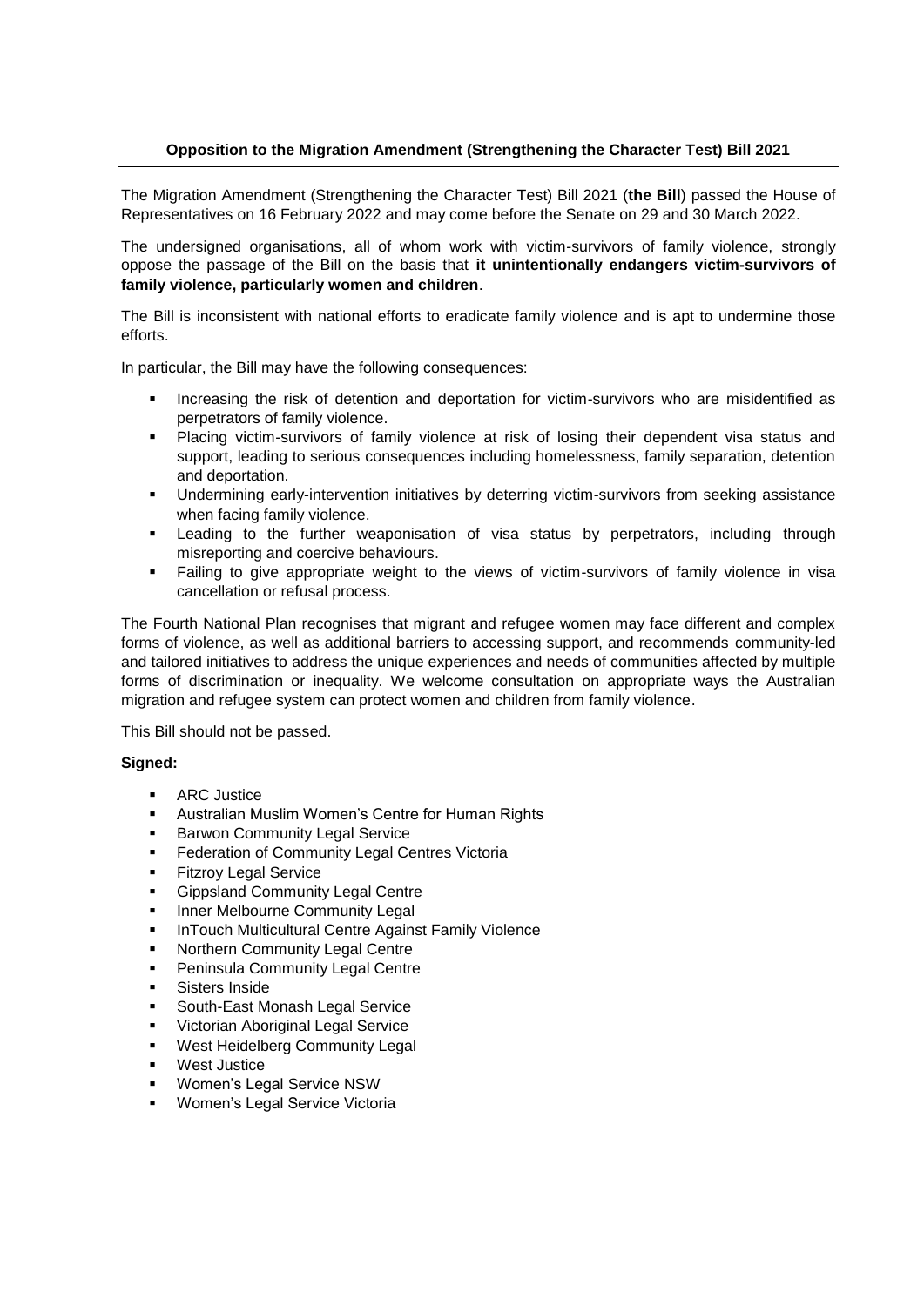**Opposition to the Migration Amendment (Strengthening the Character Test) Bill 2021**

---

The Migration Amendment (Strengthening the Character Test) Bill 2021 (**the Bill**) passed the House of Representatives on 16 February 2022 and may come before the Senate on 29 and 30 March 2022.

The undersigned organisations, all of whom work with victim-survivors of family violence, strongly oppose the passage of the Bill on the basis that **it unintentionally endangers victim-survivors of family violence, particularly women and children**.

The Bill is inconsistent with national efforts to eradicate family violence and is apt to undermine those efforts.

In particular, the Bill may have the following consequences:

- Increasing the risk of detention and deportation for victim-survivors who are misidentified as perpetrators of family violence.
- Placing victim-survivors of family violence at risk of losing their dependent visa status and support, leading to serious consequences including homelessness, family separation, detention and deportation.
- Undermining early-intervention initiatives by deterring victim-survivors from seeking assistance when facing family violence.
- Leading to the further weaponisation of visa status by perpetrators, including through misreporting and coercive behaviours.
- Failing to give appropriate weight to the views of victim-survivors of family violence in visa cancellation or refusal process.

The Fourth National Plan recognises that migrant and refugee women may face different and complex forms of violence, as well as additional barriers to accessing support, and recommends community-led and tailored initiatives to address the unique experiences and needs of communities affected by multiple forms of discrimination or inequality. We welcome consultation on appropriate ways the Australian migration and refugee system can protect women and children from family violence.

This Bill should not be passed.

**Signed:**

- ARC Justice
- Australian Muslim Women's Centre for Human Rights
- Barwon Community Legal Service
- Federation of Community Legal Centres Victoria
- Fitzroy Legal Service
- Gippsland Community Legal Centre
- Inner Melbourne Community Legal
- InTouch Multicultural Centre Against Family Violence
- Northern Community Legal Centre
- Peninsula Community Legal Centre
- Sisters Inside
- South-East Monash Legal Service
- Victorian Aboriginal Legal Service
- West Heidelberg Community Legal
- West Justice
- Women's Legal Service NSW
- Women's Legal Service Victoria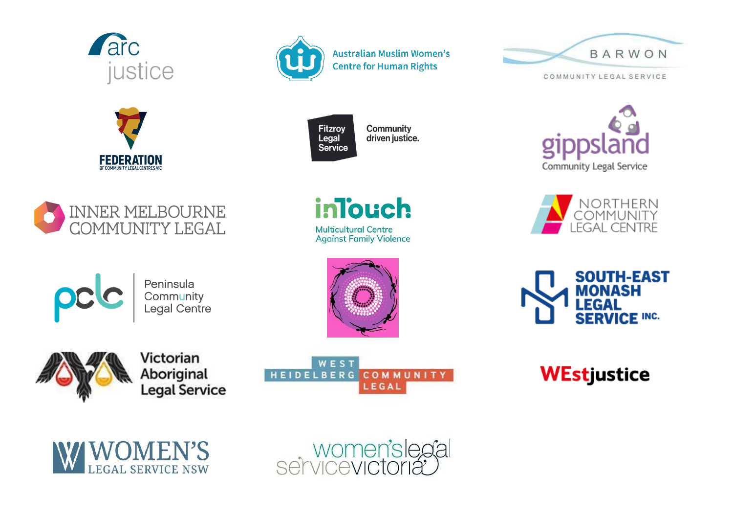arc justice

Australian Muslim Women's Centre for Human Rights

BARWON COMMUNITY LEGAL SERVICE

FEDERATION OF COMMUNITY LEGAL CENTRES VIC

Fitzroy Legal Service

Community driven justice.

gippsland Community Legal Service

INNER MELBOURNE COMMUNITY LEGAL

inTouch Multicultural Centre Against Family Violence

NORTHERN COMMUNITY LEGAL CENTRE

pclc Peninsula Community Legal Centre

SOUTH-EAST MONASH LEGAL SERVICE INC.

Victorian Aboriginal Legal Service

WEST HEIDELBERG COMMUNITY LEGAL

WEstjustice

WOMEN'S LEGAL SERVICE NSW

women's legal service victoria